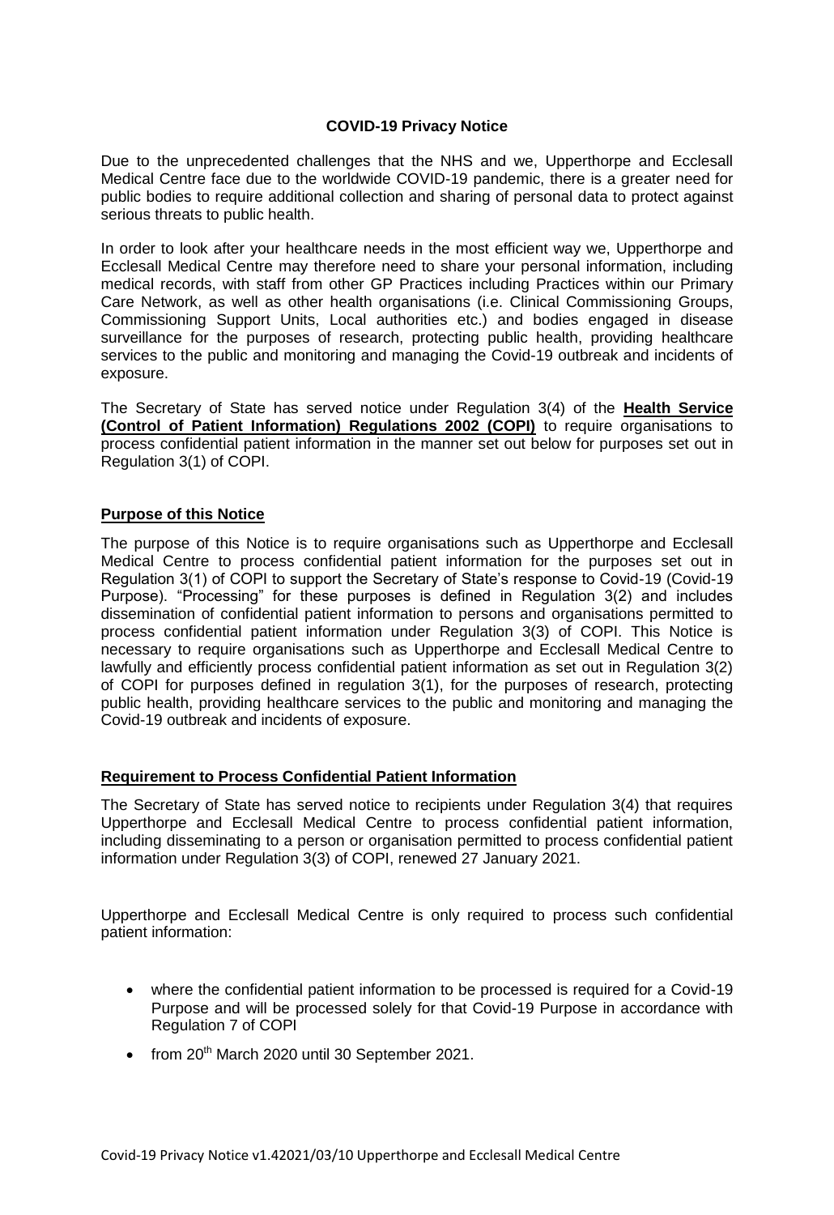**COVID-19 Privacy Notice**

Due to the unprecedented challenges that the NHS and we, Upperthorpe and Ecclesall Medical Centre face due to the worldwide COVID-19 pandemic, there is a greater need for public bodies to require additional collection and sharing of personal data to protect against serious threats to public health.

In order to look after your healthcare needs in the most efficient way we, Upperthorpe and Ecclesall Medical Centre may therefore need to share your personal information, including medical records, with staff from other GP Practices including Practices within our Primary Care Network, as well as other health organisations (i.e. Clinical Commissioning Groups, Commissioning Support Units, Local authorities etc.) and bodies engaged in disease surveillance for the purposes of research, protecting public health, providing healthcare services to the public and monitoring and managing the Covid-19 outbreak and incidents of exposure.

The Secretary of State has served notice under Regulation 3(4) of the **Health Service (Control of Patient Information) Regulations 2002 (COPI)** to require organisations to process confidential patient information in the manner set out below for purposes set out in Regulation 3(1) of COPI.

## Purpose of this Notice

The purpose of this Notice is to require organisations such as Upperthorpe and Ecclesall Medical Centre to process confidential patient information for the purposes set out in Regulation 3(1) of COPI to support the Secretary of State's response to Covid-19 (Covid-19 Purpose). "Processing" for these purposes is defined in Regulation 3(2) and includes dissemination of confidential patient information to persons and organisations permitted to process confidential patient information under Regulation 3(3) of COPI. This Notice is necessary to require organisations such as Upperthorpe and Ecclesall Medical Centre to lawfully and efficiently process confidential patient information as set out in Regulation 3(2) of COPI for purposes defined in regulation 3(1), for the purposes of research, protecting public health, providing healthcare services to the public and monitoring and managing the Covid-19 outbreak and incidents of exposure.

## Requirement to Process Confidential Patient Information

The Secretary of State has served notice to recipients under Regulation 3(4) that requires Upperthorpe and Ecclesall Medical Centre to process confidential patient information, including disseminating to a person or organisation permitted to process confidential patient information under Regulation 3(3) of COPI, renewed 27 January 2021.

Upperthorpe and Ecclesall Medical Centre is only required to process such confidential patient information:

- where the confidential patient information to be processed is required for a Covid-19 Purpose and will be processed solely for that Covid-19 Purpose in accordance with Regulation 7 of COPI
- from 20th March 2020 until 30 September 2021.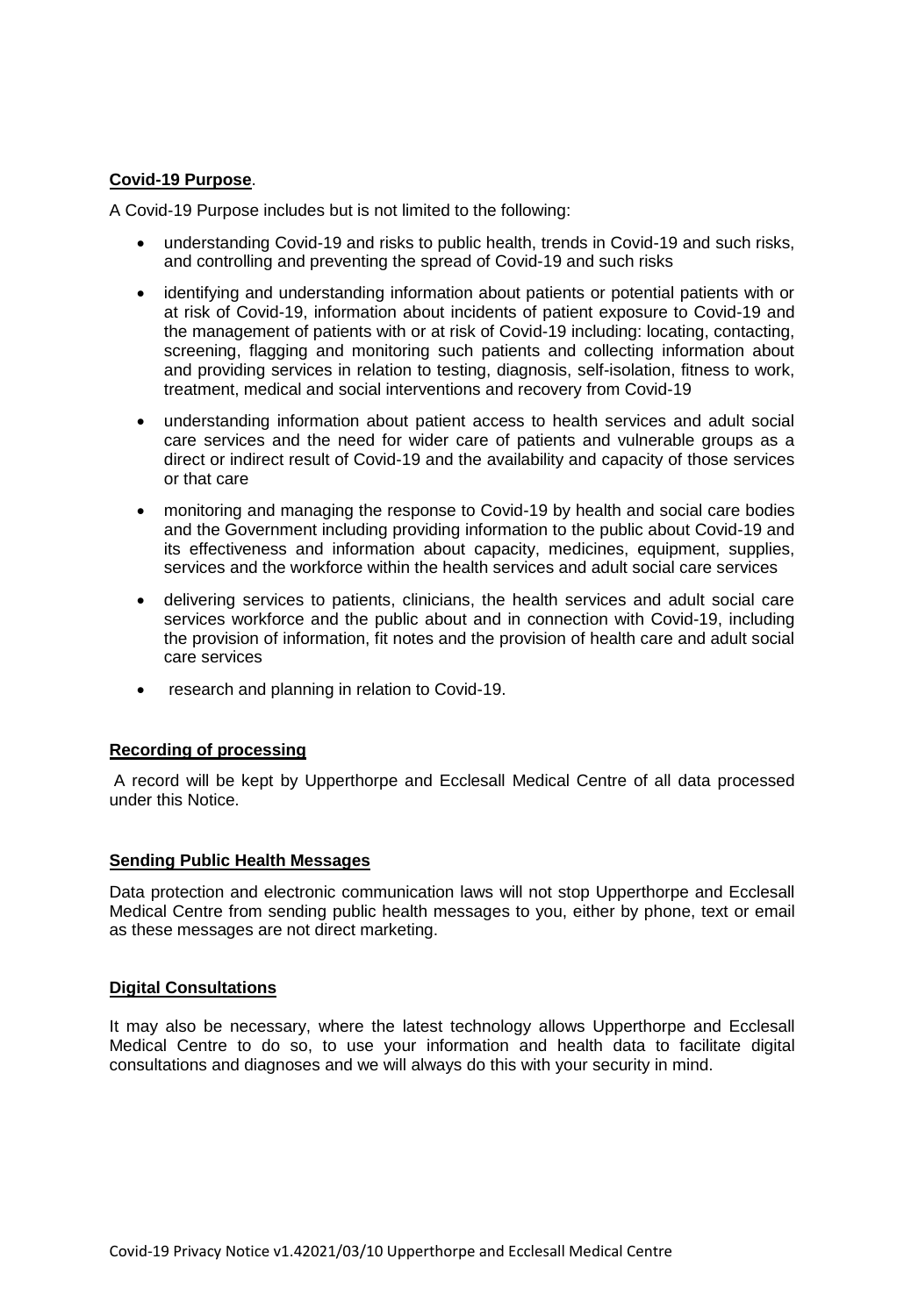**Covid-19 Purpose**.

A Covid-19 Purpose includes but is not limited to the following:

- understanding Covid-19 and risks to public health, trends in Covid-19 and such risks, and controlling and preventing the spread of Covid-19 and such risks
- identifying and understanding information about patients or potential patients with or at risk of Covid-19, information about incidents of patient exposure to Covid-19 and the management of patients with or at risk of Covid-19 including: locating, contacting, screening, flagging and monitoring such patients and collecting information about and providing services in relation to testing, diagnosis, self-isolation, fitness to work, treatment, medical and social interventions and recovery from Covid-19
- understanding information about patient access to health services and adult social care services and the need for wider care of patients and vulnerable groups as a direct or indirect result of Covid-19 and the availability and capacity of those services or that care
- monitoring and managing the response to Covid-19 by health and social care bodies and the Government including providing information to the public about Covid-19 and its effectiveness and information about capacity, medicines, equipment, supplies, services and the workforce within the health services and adult social care services
- delivering services to patients, clinicians, the health services and adult social care services workforce and the public about and in connection with Covid-19, including the provision of information, fit notes and the provision of health care and adult social care services
- research and planning in relation to Covid-19.

**Recording of processing**

A record will be kept by Upperthorpe and Ecclesall Medical Centre of all data processed under this Notice.

**Sending Public Health Messages**

Data protection and electronic communication laws will not stop Upperthorpe and Ecclesall Medical Centre from sending public health messages to you, either by phone, text or email as these messages are not direct marketing.

**Digital Consultations**

It may also be necessary, where the latest technology allows Upperthorpe and Ecclesall Medical Centre to do so, to use your information and health data to facilitate digital consultations and diagnoses and we will always do this with your security in mind.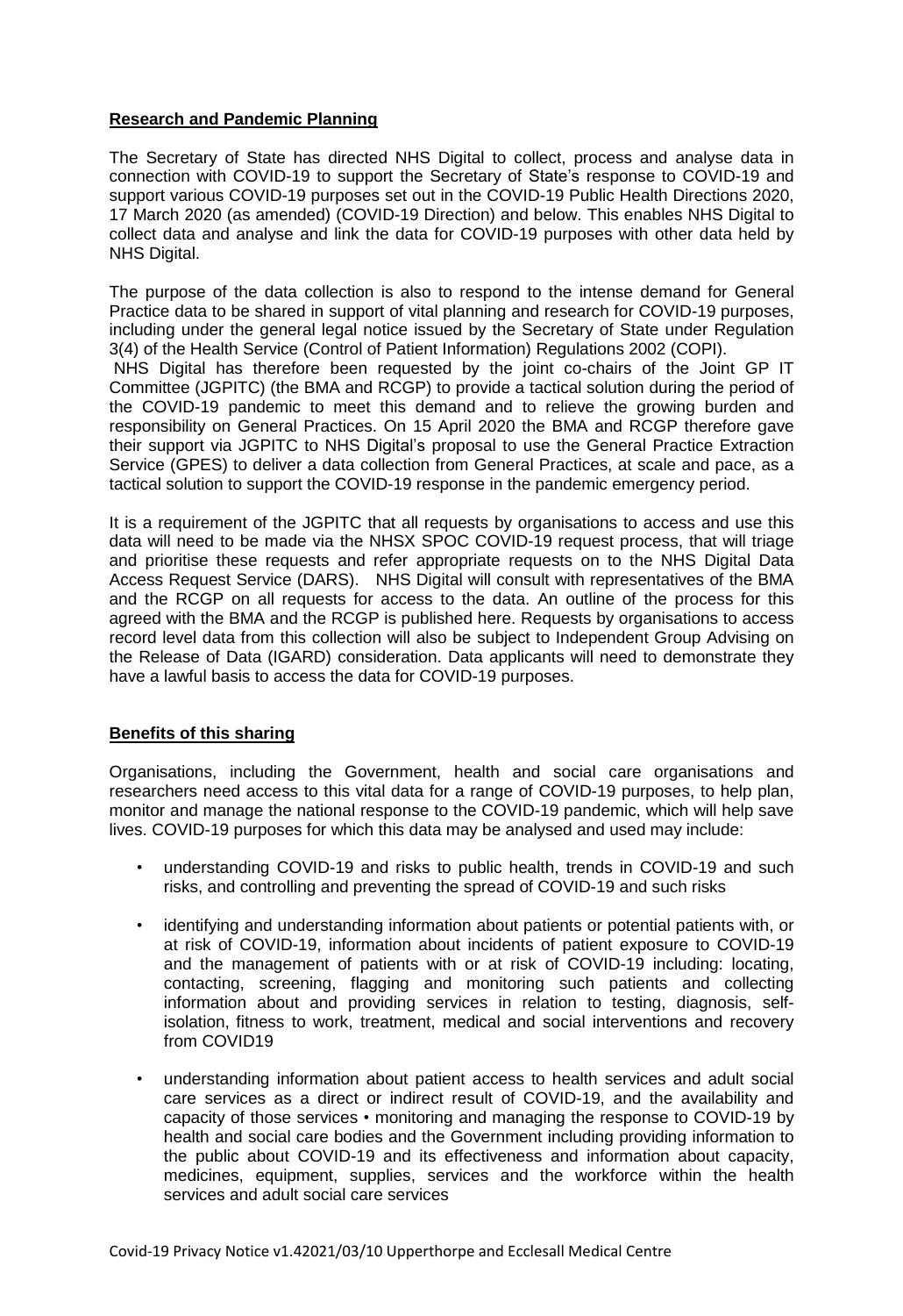**Research and Pandemic Planning**

The Secretary of State has directed NHS Digital to collect, process and analyse data in connection with COVID-19 to support the Secretary of State's response to COVID-19 and support various COVID-19 purposes set out in the COVID-19 Public Health Directions 2020, 17 March 2020 (as amended) (COVID-19 Direction) and below. This enables NHS Digital to collect data and analyse and link the data for COVID-19 purposes with other data held by NHS Digital.

The purpose of the data collection is also to respond to the intense demand for General Practice data to be shared in support of vital planning and research for COVID-19 purposes, including under the general legal notice issued by the Secretary of State under Regulation 3(4) of the Health Service (Control of Patient Information) Regulations 2002 (COPI).
NHS Digital has therefore been requested by the joint co-chairs of the Joint GP IT Committee (JGPITC) (the BMA and RCGP) to provide a tactical solution during the period of the COVID-19 pandemic to meet this demand and to relieve the growing burden and responsibility on General Practices. On 15 April 2020 the BMA and RCGP therefore gave their support via JGPITC to NHS Digital's proposal to use the General Practice Extraction Service (GPES) to deliver a data collection from General Practices, at scale and pace, as a tactical solution to support the COVID-19 response in the pandemic emergency period.

It is a requirement of the JGPITC that all requests by organisations to access and use this data will need to be made via the NHSX SPOC COVID-19 request process, that will triage and prioritise these requests and refer appropriate requests on to the NHS Digital Data Access Request Service (DARS). NHS Digital will consult with representatives of the BMA and the RCGP on all requests for access to the data. An outline of the process for this agreed with the BMA and the RCGP is published here. Requests by organisations to access record level data from this collection will also be subject to Independent Group Advising on the Release of Data (IGARD) consideration. Data applicants will need to demonstrate they have a lawful basis to access the data for COVID-19 purposes.

**Benefits of this sharing**

Organisations, including the Government, health and social care organisations and researchers need access to this vital data for a range of COVID-19 purposes, to help plan, monitor and manage the national response to the COVID-19 pandemic, which will help save lives. COVID-19 purposes for which this data may be analysed and used may include:

- understanding COVID-19 and risks to public health, trends in COVID-19 and such risks, and controlling and preventing the spread of COVID-19 and such risks
- identifying and understanding information about patients or potential patients with, or at risk of COVID-19, information about incidents of patient exposure to COVID-19 and the management of patients with or at risk of COVID-19 including: locating, contacting, screening, flagging and monitoring such patients and collecting information about and providing services in relation to testing, diagnosis, self-isolation, fitness to work, treatment, medical and social interventions and recovery from COVID19
- understanding information about patient access to health services and adult social care services as a direct or indirect result of COVID-19, and the availability and capacity of those services • monitoring and managing the response to COVID-19 by health and social care bodies and the Government including providing information to the public about COVID-19 and its effectiveness and information about capacity, medicines, equipment, supplies, services and the workforce within the health services and adult social care services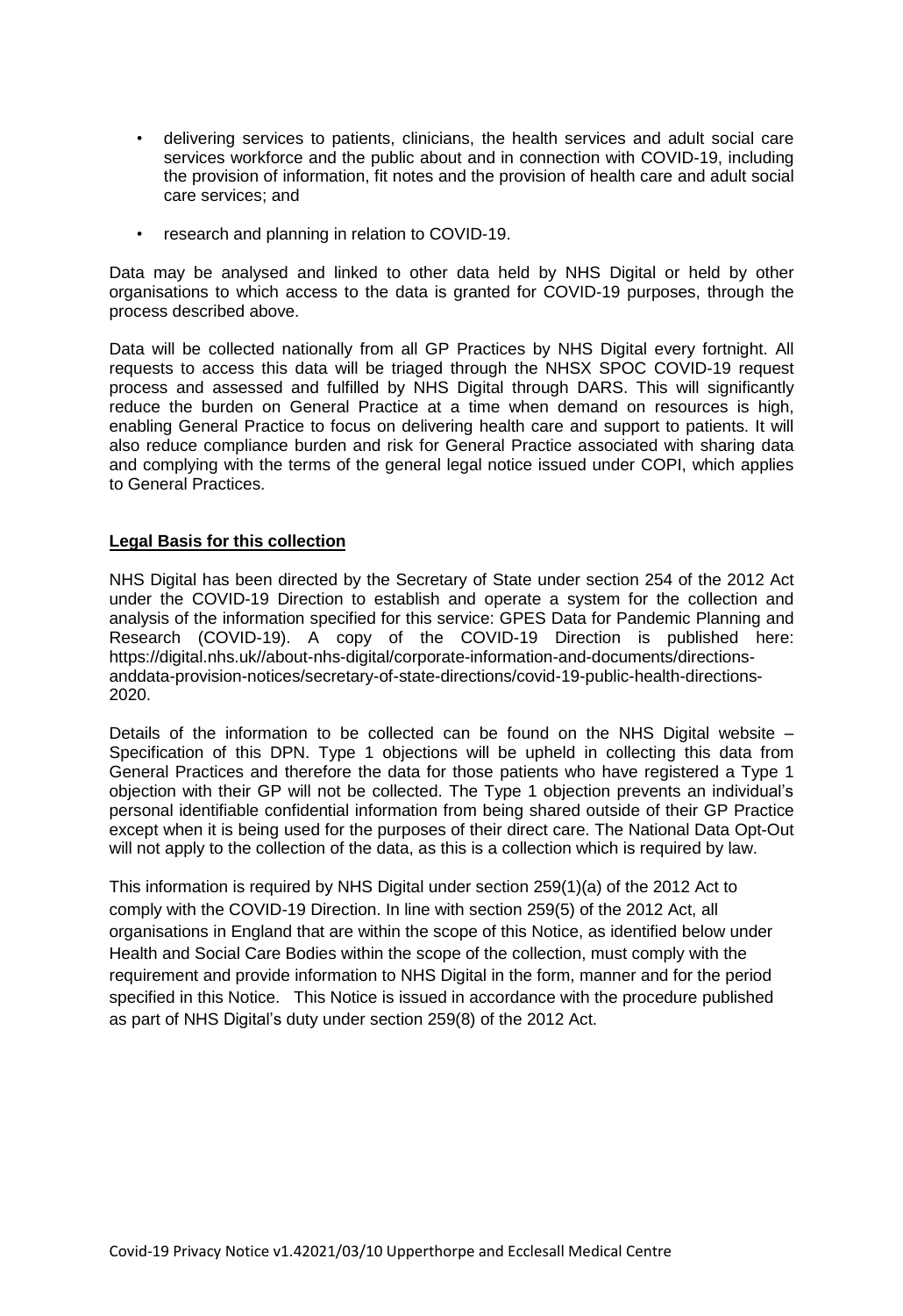- delivering services to patients, clinicians, the health services and adult social care services workforce and the public about and in connection with COVID-19, including the provision of information, fit notes and the provision of health care and adult social care services; and
- research and planning in relation to COVID-19.

Data may be analysed and linked to other data held by NHS Digital or held by other organisations to which access to the data is granted for COVID-19 purposes, through the process described above.

Data will be collected nationally from all GP Practices by NHS Digital every fortnight. All requests to access this data will be triaged through the NHSX SPOC COVID-19 request process and assessed and fulfilled by NHS Digital through DARS. This will significantly reduce the burden on General Practice at a time when demand on resources is high, enabling General Practice to focus on delivering health care and support to patients. It will also reduce compliance burden and risk for General Practice associated with sharing data and complying with the terms of the general legal notice issued under COPI, which applies to General Practices.

**Legal Basis for this collection**

NHS Digital has been directed by the Secretary of State under section 254 of the 2012 Act under the COVID-19 Direction to establish and operate a system for the collection and analysis of the information specified for this service: GPES Data for Pandemic Planning and Research (COVID-19). A copy of the COVID-19 Direction is published here: https://digital.nhs.uk//about-nhs-digital/corporate-information-and-documents/directions-anddata-provision-notices/secretary-of-state-directions/covid-19-public-health-directions-2020.

Details of the information to be collected can be found on the NHS Digital website – Specification of this DPN. Type 1 objections will be upheld in collecting this data from General Practices and therefore the data for those patients who have registered a Type 1 objection with their GP will not be collected. The Type 1 objection prevents an individual's personal identifiable confidential information from being shared outside of their GP Practice except when it is being used for the purposes of their direct care. The National Data Opt-Out will not apply to the collection of the data, as this is a collection which is required by law.

This information is required by NHS Digital under section 259(1)(a) of the 2012 Act to comply with the COVID-19 Direction. In line with section 259(5) of the 2012 Act, all organisations in England that are within the scope of this Notice, as identified below under Health and Social Care Bodies within the scope of the collection, must comply with the requirement and provide information to NHS Digital in the form, manner and for the period specified in this Notice. This Notice is issued in accordance with the procedure published as part of NHS Digital's duty under section 259(8) of the 2012 Act.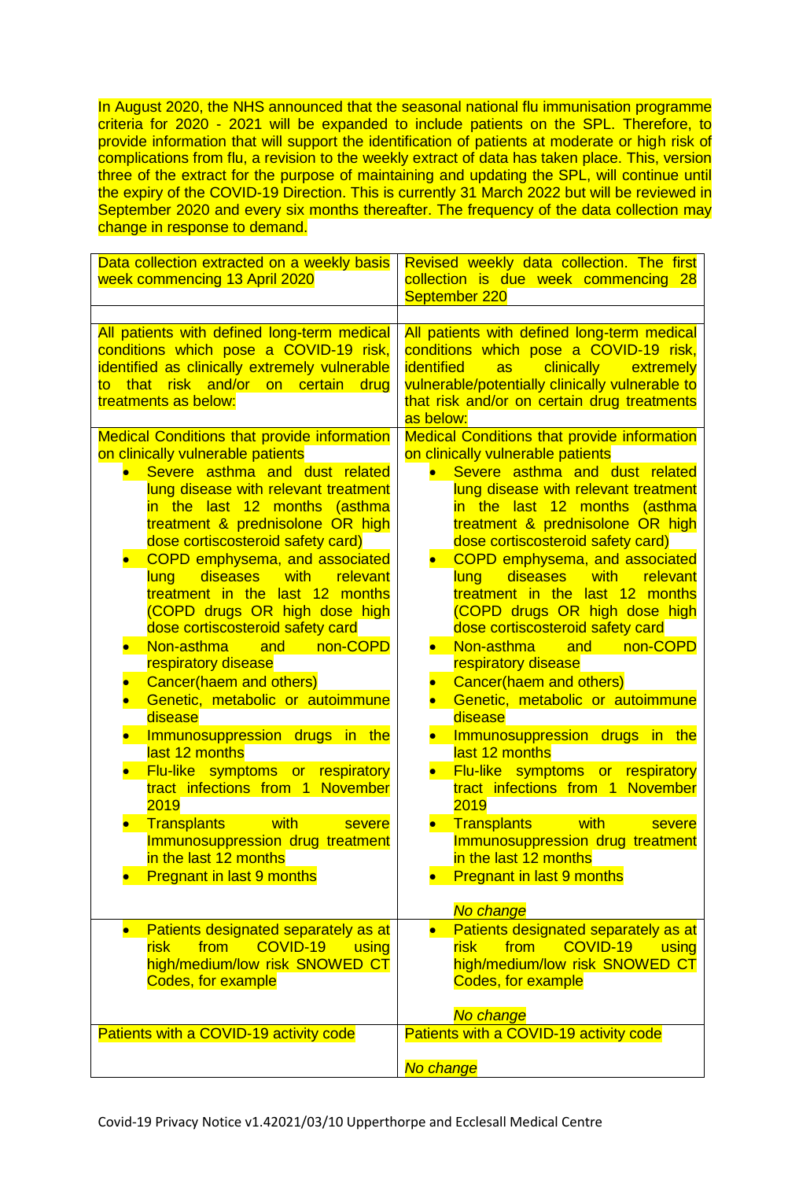In August 2020, the NHS announced that the seasonal national flu immunisation programme criteria for 2020 - 2021 will be expanded to include patients on the SPL. Therefore, to provide information that will support the identification of patients at moderate or high risk of complications from flu, a revision to the weekly extract of data has taken place. This, version three of the extract for the purpose of maintaining and updating the SPL, will continue until the expiry of the COVID-19 Direction. This is currently 31 March 2022 but will be reviewed in September 2020 and every six months thereafter. The frequency of the data collection may change in response to demand.

| Data collection extracted on a weekly basis week commencing 13 April 2020 | Revised weekly data collection. The first collection is due week commencing 28 September 220 |
|---|---|
| | |
| All patients with defined long-term medical conditions which pose a COVID-19 risk, identified as clinically extremely vulnerable to that risk and/or on certain drug treatments as below: | All patients with defined long-term medical conditions which pose a COVID-19 risk, identified as clinically extremely vulnerable/potentially clinically vulnerable to that risk and/or on certain drug treatments as below: |
| Medical Conditions that provide information on clinically vulnerable patients<br>• Severe asthma and dust related lung disease with relevant treatment in the last 12 months (asthma treatment & prednisolone OR high dose cortiscosteroid safety card)<br>• COPD emphysema, and associated lung diseases with relevant treatment in the last 12 months (COPD drugs OR high dose high dose cortiscosteroid safety card<br>• Non-asthma and non-COPD respiratory disease<br>• Cancer(haem and others)<br>• Genetic, metabolic or autoimmune disease<br>• Immunosuppression drugs in the last 12 months<br>• Flu-like symptoms or respiratory tract infections from 1 November 2019<br>• Transplants with severe Immunosuppression drug treatment in the last 12 months<br>• Pregnant in last 9 months | Medical Conditions that provide information on clinically vulnerable patients<br>• Severe asthma and dust related lung disease with relevant treatment in the last 12 months (asthma treatment & prednisolone OR high dose cortiscosteroid safety card)<br>• COPD emphysema, and associated lung diseases with relevant treatment in the last 12 months (COPD drugs OR high dose high dose cortiscosteroid safety card<br>• Non-asthma and non-COPD respiratory disease<br>• Cancer(haem and others)<br>• Genetic, metabolic or autoimmune disease<br>• Immunosuppression drugs in the last 12 months<br>• Flu-like symptoms or respiratory tract infections from 1 November 2019<br>• Transplants with severe Immunosuppression drug treatment in the last 12 months<br>• Pregnant in last 9 months<br><br>*No change* |
| • Patients designated separately as at risk from COVID-19 using high/medium/low risk SNOWED CT Codes, for example | • Patients designated separately as at risk from COVID-19 using high/medium/low risk SNOWED CT Codes, for example<br><br>*No change* |
| Patients with a COVID-19 activity code | Patients with a COVID-19 activity code<br><br>*No change* |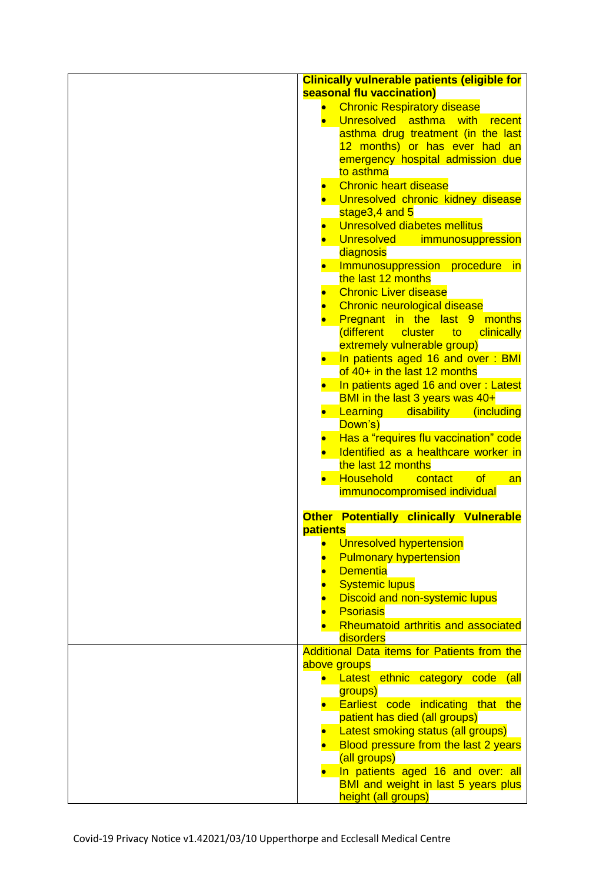| | |
|---|---|
| | **Clinically vulnerable patients (eligible for seasonal flu vaccination)**<br>• Chronic Respiratory disease<br>• Unresolved asthma with recent asthma drug treatment (in the last 12 months) or has ever had an emergency hospital admission due to asthma<br>• Chronic heart disease<br>• Unresolved chronic kidney disease stage3,4 and 5<br>• Unresolved diabetes mellitus<br>• Unresolved immunosuppression diagnosis<br>• Immunosuppression procedure in the last 12 months<br>• Chronic Liver disease<br>• Chronic neurological disease<br>• Pregnant in the last 9 months (different cluster to clinically extremely vulnerable group)<br>• In patients aged 16 and over : BMI of 40+ in the last 12 months<br>• In patients aged 16 and over : Latest BMI in the last 3 years was 40+<br>• Learning disability (including Down's)<br>• Has a "requires flu vaccination" code<br>• Identified as a healthcare worker in the last 12 months<br>• Household contact of an immunocompromised individual<br><br>**Other Potentially clinically Vulnerable patients**<br>• Unresolved hypertension<br>• Pulmonary hypertension<br>• Dementia<br>• Systemic lupus<br>• Discoid and non-systemic lupus<br>• Psoriasis<br>• Rheumatoid arthritis and associated disorders |
| | Additional Data items for Patients from the above groups<br>• Latest ethnic category code (all groups)<br>• Earliest code indicating that the patient has died (all groups)<br>• Latest smoking status (all groups)<br>• Blood pressure from the last 2 years (all groups)<br>• In patients aged 16 and over: all BMI and weight in last 5 years plus height (all groups) |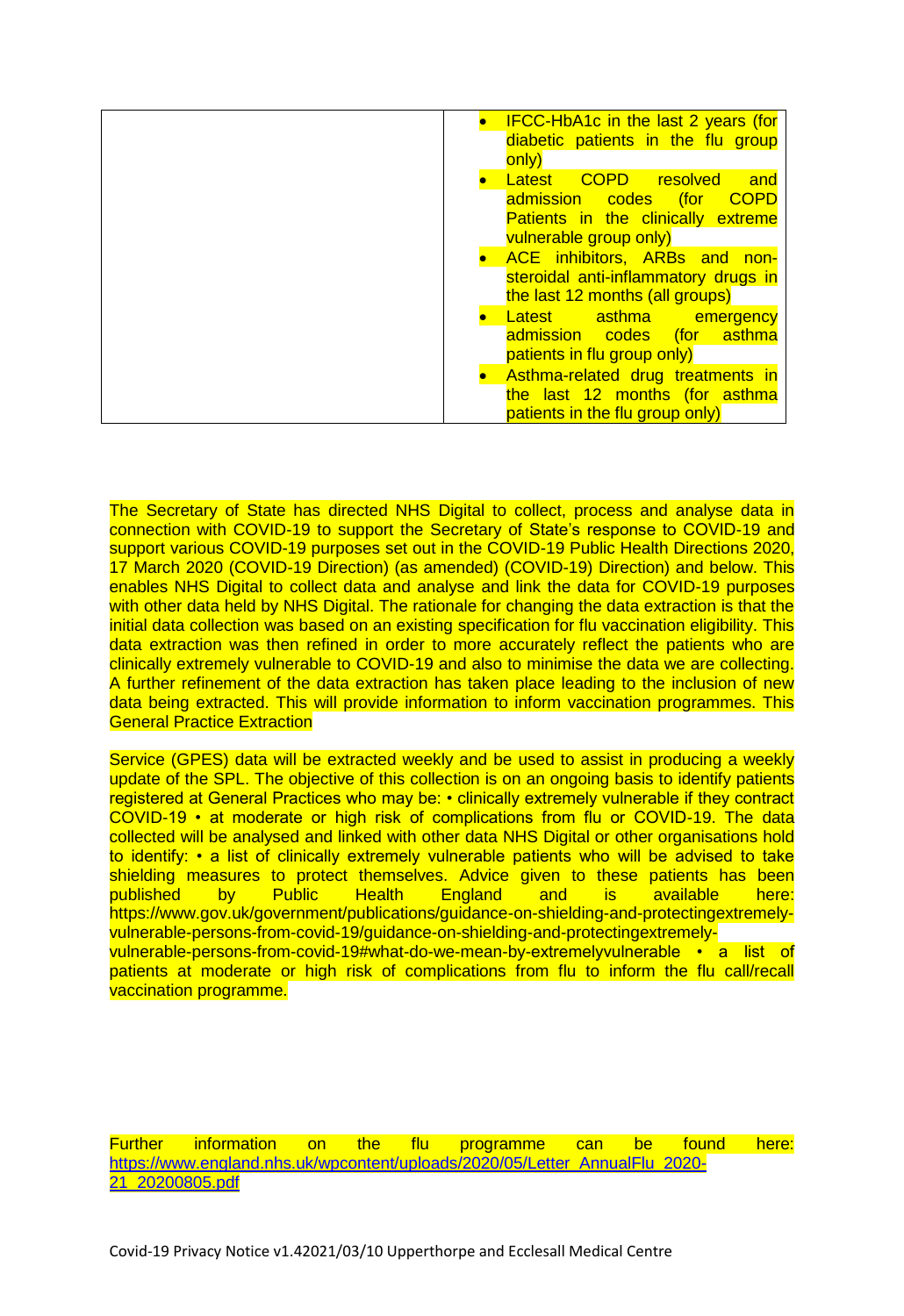| | |
|---|---|
| | • IFCC-HbA1c in the last 2 years (for diabetic patients in the flu group only)<br>• Latest COPD resolved and admission codes (for COPD Patients in the clinically extreme vulnerable group only)<br>• ACE inhibitors, ARBs and non-steroidal anti-inflammatory drugs in the last 12 months (all groups)<br>• Latest asthma emergency admission codes (for asthma patients in flu group only)<br>• Asthma-related drug treatments in the last 12 months (for asthma patients in the flu group only) |

The Secretary of State has directed NHS Digital to collect, process and analyse data in connection with COVID-19 to support the Secretary of State's response to COVID-19 and support various COVID-19 purposes set out in the COVID-19 Public Health Directions 2020, 17 March 2020 (COVID-19 Direction) (as amended) (COVID-19) Direction) and below. This enables NHS Digital to collect data and analyse and link the data for COVID-19 purposes with other data held by NHS Digital. The rationale for changing the data extraction is that the initial data collection was based on an existing specification for flu vaccination eligibility. This data extraction was then refined in order to more accurately reflect the patients who are clinically extremely vulnerable to COVID-19 and also to minimise the data we are collecting. A further refinement of the data extraction has taken place leading to the inclusion of new data being extracted. This will provide information to inform vaccination programmes. This General Practice Extraction

Service (GPES) data will be extracted weekly and be used to assist in producing a weekly update of the SPL. The objective of this collection is on an ongoing basis to identify patients registered at General Practices who may be: • clinically extremely vulnerable if they contract COVID-19 • at moderate or high risk of complications from flu or COVID-19. The data collected will be analysed and linked with other data NHS Digital or other organisations hold to identify: • a list of clinically extremely vulnerable patients who will be advised to take shielding measures to protect themselves. Advice given to these patients has been published by Public Health England and is available here: https://www.gov.uk/government/publications/guidance-on-shielding-and-protectingextremely-vulnerable-persons-from-covid-19/guidance-on-shielding-and-protectingextremely-vulnerable-persons-from-covid-19#what-do-we-mean-by-extremelyvulnerable • a list of patients at moderate or high risk of complications from flu to inform the flu call/recall vaccination programme.

Further information on the flu programme can be found here: https://www.england.nhs.uk/wpcontent/uploads/2020/05/Letter_AnnualFlu_2020-21_20200805.pdf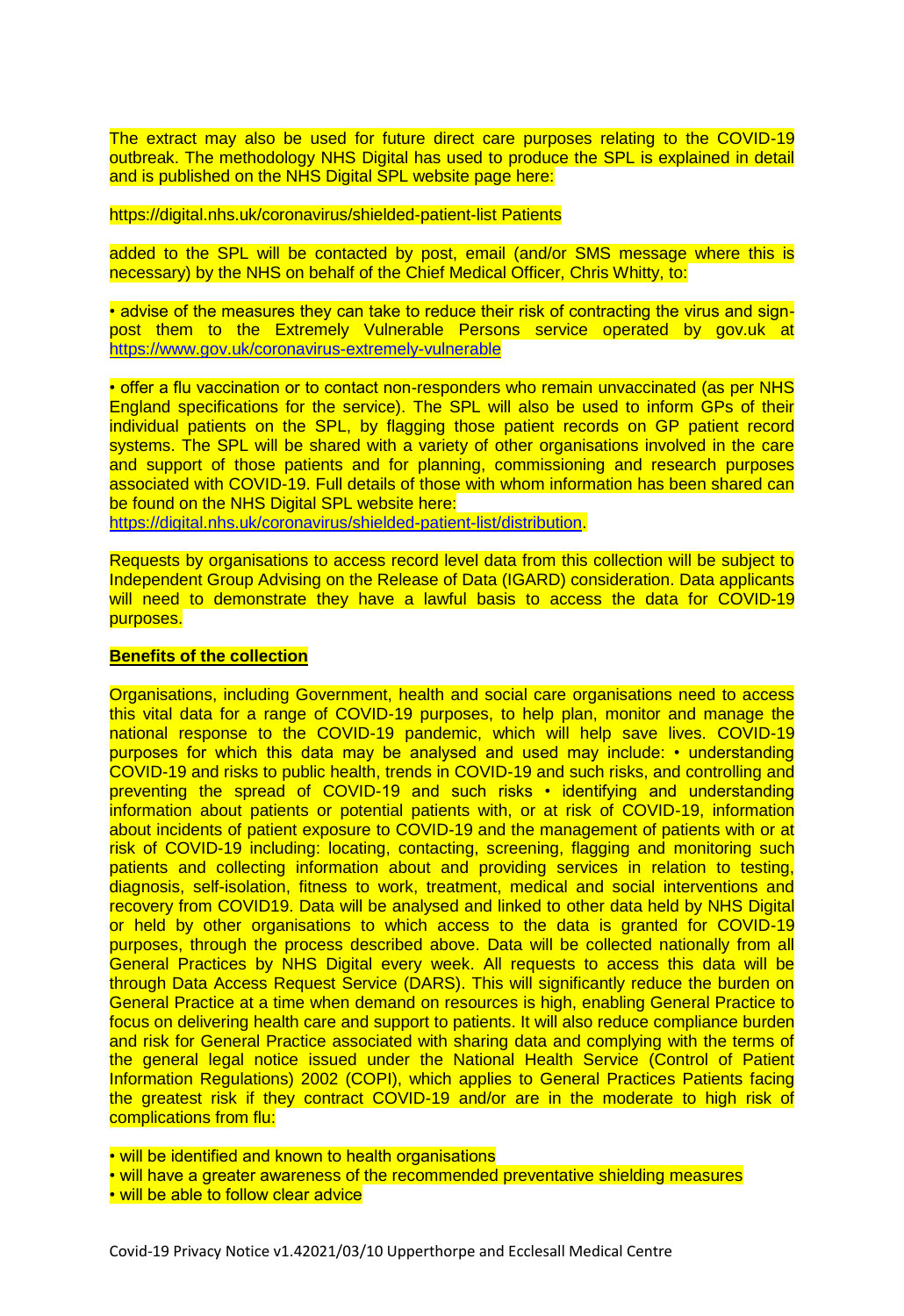The extract may also be used for future direct care purposes relating to the COVID-19 outbreak. The methodology NHS Digital has used to produce the SPL is explained in detail and is published on the NHS Digital SPL website page here:

https://digital.nhs.uk/coronavirus/shielded-patient-list Patients

added to the SPL will be contacted by post, email (and/or SMS message where this is necessary) by the NHS on behalf of the Chief Medical Officer, Chris Whitty, to:

• advise of the measures they can take to reduce their risk of contracting the virus and sign-post them to the Extremely Vulnerable Persons service operated by gov.uk at https://www.gov.uk/coronavirus-extremely-vulnerable

• offer a flu vaccination or to contact non-responders who remain unvaccinated (as per NHS England specifications for the service). The SPL will also be used to inform GPs of their individual patients on the SPL, by flagging those patient records on GP patient record systems. The SPL will be shared with a variety of other organisations involved in the care and support of those patients and for planning, commissioning and research purposes associated with COVID-19. Full details of those with whom information has been shared can be found on the NHS Digital SPL website here: https://digital.nhs.uk/coronavirus/shielded-patient-list/distribution.

Requests by organisations to access record level data from this collection will be subject to Independent Group Advising on the Release of Data (IGARD) consideration. Data applicants will need to demonstrate they have a lawful basis to access the data for COVID-19 purposes.

**Benefits of the collection**

Organisations, including Government, health and social care organisations need to access this vital data for a range of COVID-19 purposes, to help plan, monitor and manage the national response to the COVID-19 pandemic, which will help save lives. COVID-19 purposes for which this data may be analysed and used may include: • understanding COVID-19 and risks to public health, trends in COVID-19 and such risks, and controlling and preventing the spread of COVID-19 and such risks • identifying and understanding information about patients or potential patients with, or at risk of COVID-19, information about incidents of patient exposure to COVID-19 and the management of patients with or at risk of COVID-19 including: locating, contacting, screening, flagging and monitoring such patients and collecting information about and providing services in relation to testing, diagnosis, self-isolation, fitness to work, treatment, medical and social interventions and recovery from COVID19. Data will be analysed and linked to other data held by NHS Digital or held by other organisations to which access to the data is granted for COVID-19 purposes, through the process described above. Data will be collected nationally from all General Practices by NHS Digital every week. All requests to access this data will be through Data Access Request Service (DARS). This will significantly reduce the burden on General Practice at a time when demand on resources is high, enabling General Practice to focus on delivering health care and support to patients. It will also reduce compliance burden and risk for General Practice associated with sharing data and complying with the terms of the general legal notice issued under the National Health Service (Control of Patient Information Regulations) 2002 (COPI), which applies to General Practices Patients facing the greatest risk if they contract COVID-19 and/or are in the moderate to high risk of complications from flu:

- will be identified and known to health organisations
- will have a greater awareness of the recommended preventative shielding measures
- will be able to follow clear advice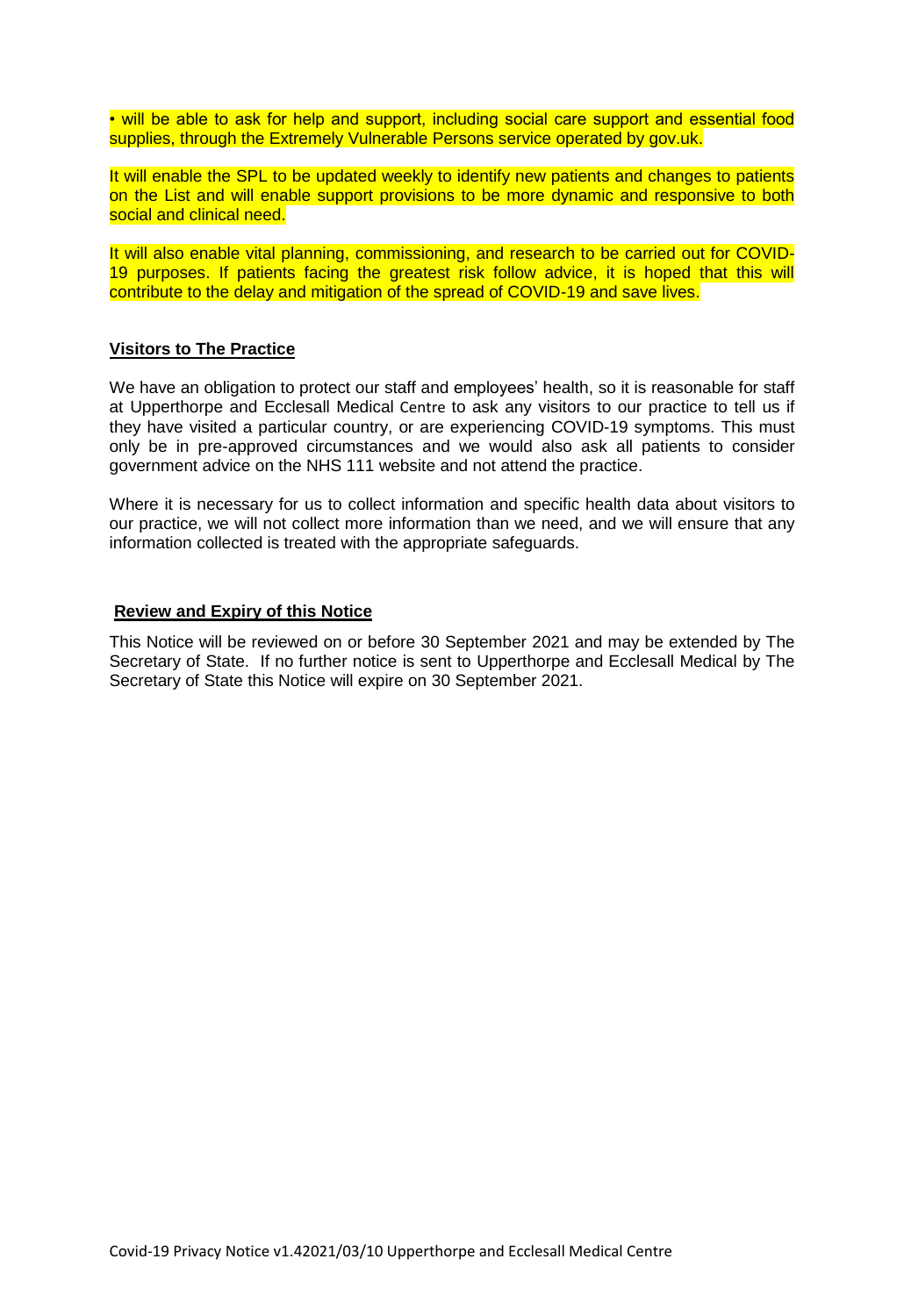• will be able to ask for help and support, including social care support and essential food supplies, through the Extremely Vulnerable Persons service operated by gov.uk.

It will enable the SPL to be updated weekly to identify new patients and changes to patients on the List and will enable support provisions to be more dynamic and responsive to both social and clinical need.

It will also enable vital planning, commissioning, and research to be carried out for COVID-19 purposes. If patients facing the greatest risk follow advice, it is hoped that this will contribute to the delay and mitigation of the spread of COVID-19 and save lives.

**Visitors to The Practice**

We have an obligation to protect our staff and employees' health, so it is reasonable for staff at Upperthorpe and Ecclesall Medical Centre to ask any visitors to our practice to tell us if they have visited a particular country, or are experiencing COVID-19 symptoms. This must only be in pre-approved circumstances and we would also ask all patients to consider government advice on the NHS 111 website and not attend the practice.

Where it is necessary for us to collect information and specific health data about visitors to our practice, we will not collect more information than we need, and we will ensure that any information collected is treated with the appropriate safeguards.

**Review and Expiry of this Notice**

This Notice will be reviewed on or before 30 September 2021 and may be extended by The Secretary of State. If no further notice is sent to Upperthorpe and Ecclesall Medical by The Secretary of State this Notice will expire on 30 September 2021.